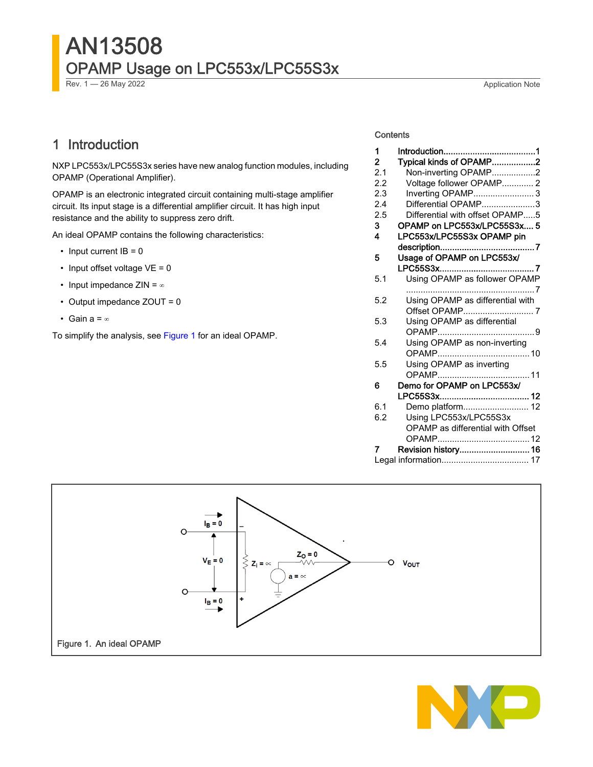# AN13508

## OPAMP Usage on LPC553x/LPC55S3x

Rev. 1 — 26 May 2022

Application Note

## Contents

| | | |
|---|---|---|
| 1 | Introduction | 1 |
| 2 | Typical kinds of OPAMP | 2 |
| 2.1 | Non-inverting OPAMP | 2 |
| 2.2 | Voltage follower OPAMP | 2 |
| 2.3 | Inverting OPAMP | 3 |
| 2.4 | Differential OPAMP | 3 |
| 2.5 | Differential with offset OPAMP | 5 |
| 3 | OPAMP on LPC553x/LPC55S3x | 5 |
| 4 | LPC553x/LPC55S3x OPAMP pin description | 7 |
| 5 | Usage of OPAMP on LPC553x/LPC55S3x | 7 |
| 5.1 | Using OPAMP as follower OPAMP | 7 |
| 5.2 | Using OPAMP as differential with Offset OPAMP | 7 |
| 5.3 | Using OPAMP as differential OPAMP | 9 |
| 5.4 | Using OPAMP as non-inverting OPAMP | 10 |
| 5.5 | Using OPAMP as inverting OPAMP | 11 |
| 6 | Demo for OPAMP on LPC553x/LPC55S3x | 12 |
| 6.1 | Demo platform | 12 |
| 6.2 | Using LPC553x/LPC55S3x OPAMP as differential with Offset OPAMP | 12 |
| 7 | Revision history | 16 |
| | Legal information | 17 |

## 1 Introduction

NXP LPC553x/LPC55S3x series have new analog function modules, including OPAMP (Operational Amplifier).

OPAMP is an electronic integrated circuit containing multi-stage amplifier circuit. Its input stage is a differential amplifier circuit. It has high input resistance and the ability to suppress zero drift.

An ideal OPAMP contains the following characteristics:

- Input current IB = 0
- Input offset voltage VE = 0
- Input impedance ZIN = ∞
- Output impedance ZOUT = 0
- Gain a = ∞

To simplify the analysis, see Figure 1 for an ideal OPAMP.

Figure 1. An ideal OPAMP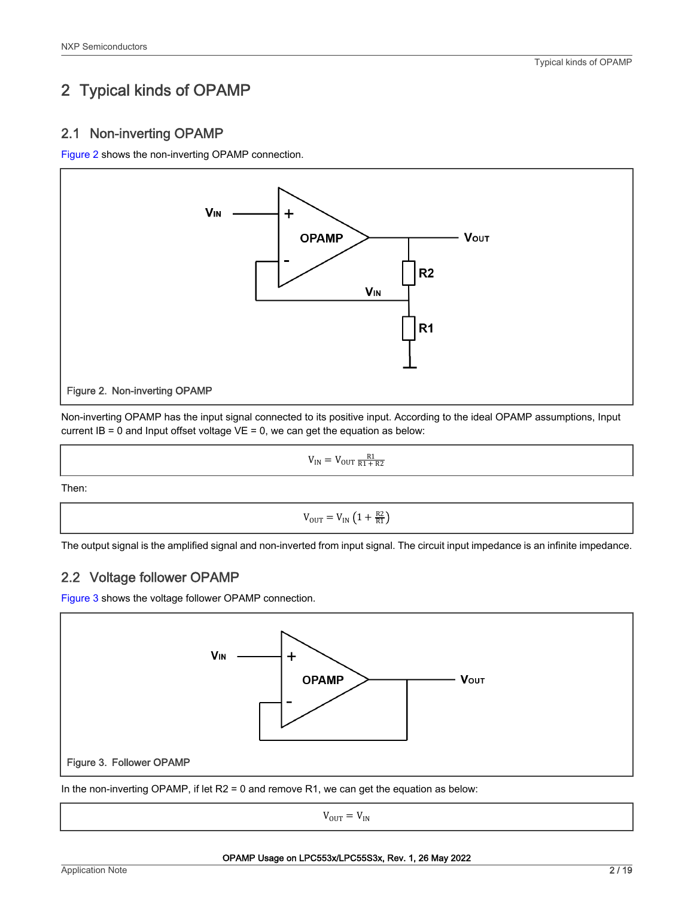# 2 Typical kinds of OPAMP

## 2.1 Non-inverting OPAMP

Figure 2 shows the non-inverting OPAMP connection.

Figure 2. Non-inverting OPAMP

Non-inverting OPAMP has the input signal connected to its positive input. According to the ideal OPAMP assumptions, Input current IB = 0 and Input offset voltage VE = 0, we can get the equation as below:

$$V_{IN} = V_{OUT}\,\frac{R1}{R1 + R2}$$

Then:

$$V_{OUT} = V_{IN}\left(1 + \frac{R2}{R1}\right)$$

The output signal is the amplified signal and non-inverted from input signal. The circuit input impedance is an infinite impedance.

## 2.2 Voltage follower OPAMP

Figure 3 shows the voltage follower OPAMP connection.

Figure 3. Follower OPAMP

In the non-inverting OPAMP, if let R2 = 0 and remove R1, we can get the equation as below:

$$V_{OUT} = V_{IN}$$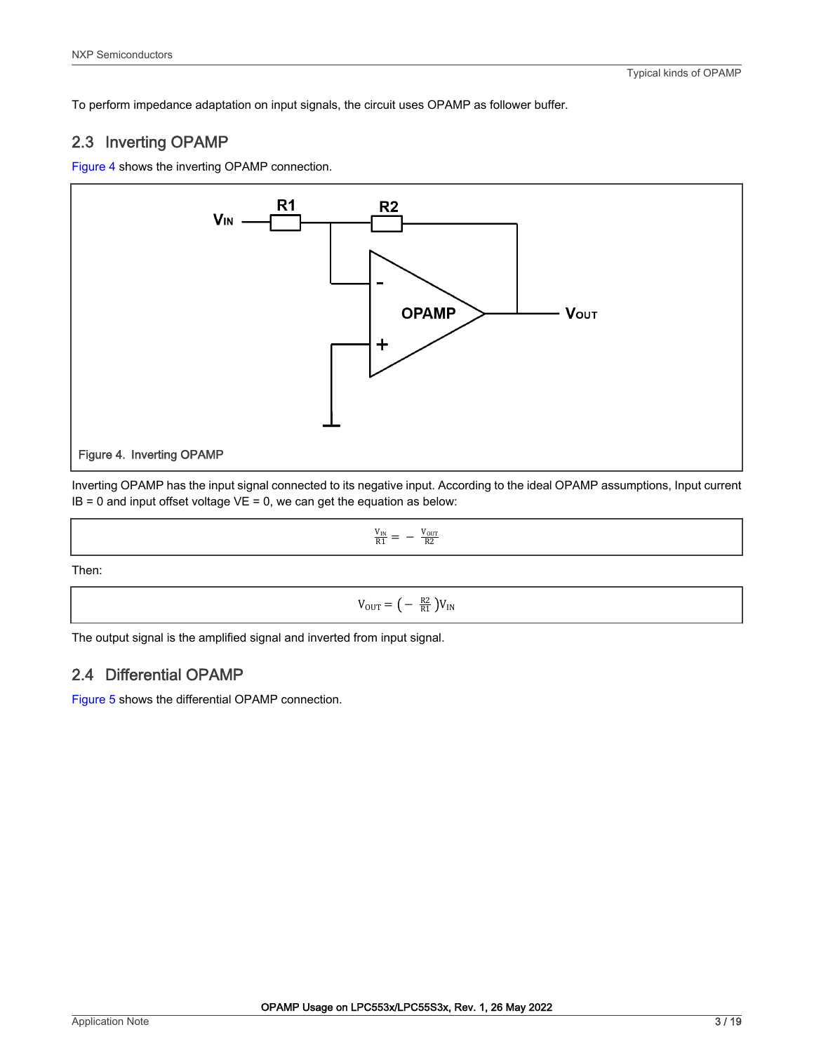To perform impedance adaptation on input signals, the circuit uses OPAMP as follower buffer.

## 2.3 Inverting OPAMP

Figure 4 shows the inverting OPAMP connection.

Figure 4. Inverting OPAMP

Inverting OPAMP has the input signal connected to its negative input. According to the ideal OPAMP assumptions, Input current IB = 0 and input offset voltage VE = 0, we can get the equation as below:

$$\frac{V_{IN}}{R1} = -\frac{V_{OUT}}{R2}$$

Then:

$$V_{OUT} = \left(-\frac{R2}{R1}\right)V_{IN}$$

The output signal is the amplified signal and inverted from input signal.

## 2.4 Differential OPAMP

Figure 5 shows the differential OPAMP connection.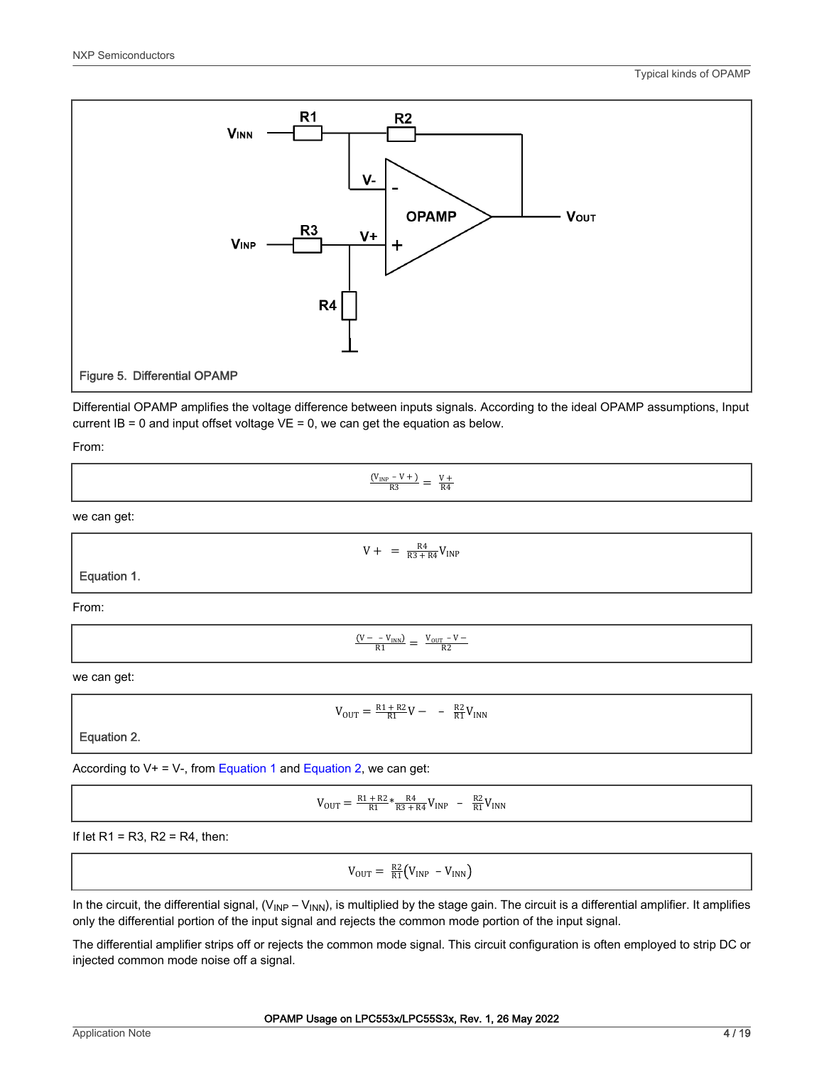Figure 5. Differential OPAMP

Differential OPAMP amplifies the voltage difference between inputs signals. According to the ideal OPAMP assumptions, Input current IB = 0 and input offset voltage VE = 0, we can get the equation as below.

From:

$$\frac{(V_{INP} - V+)}{R3} = \frac{V+}{R4}$$

we can get:

$$V+ = \frac{R4}{R3 + R4} V_{INP}$$

Equation 1.

From:

$$\frac{(V- - V_{INN})}{R1} = \frac{V_{OUT} - V-}{R2}$$

we can get:

$$V_{OUT} = \frac{R1 + R2}{R1} V- - \frac{R2}{R1} V_{INN}$$

Equation 2.

According to V+ = V-, from Equation 1 and Equation 2, we can get:

$$V_{OUT} = \frac{R1 + R2}{R1} * \frac{R4}{R3 + R4} V_{INP} - \frac{R2}{R1} V_{INN}$$

If let R1 = R3, R2 = R4, then:

$$V_{OUT} = \frac{R2}{R1}\left(V_{INP} - V_{INN}\right)$$

In the circuit, the differential signal, ($V_{INP} – V_{INN}$), is multiplied by the stage gain. The circuit is a differential amplifier. It amplifies only the differential portion of the input signal and rejects the common mode portion of the input signal.

The differential amplifier strips off or rejects the common mode signal. This circuit configuration is often employed to strip DC or injected common mode noise off a signal.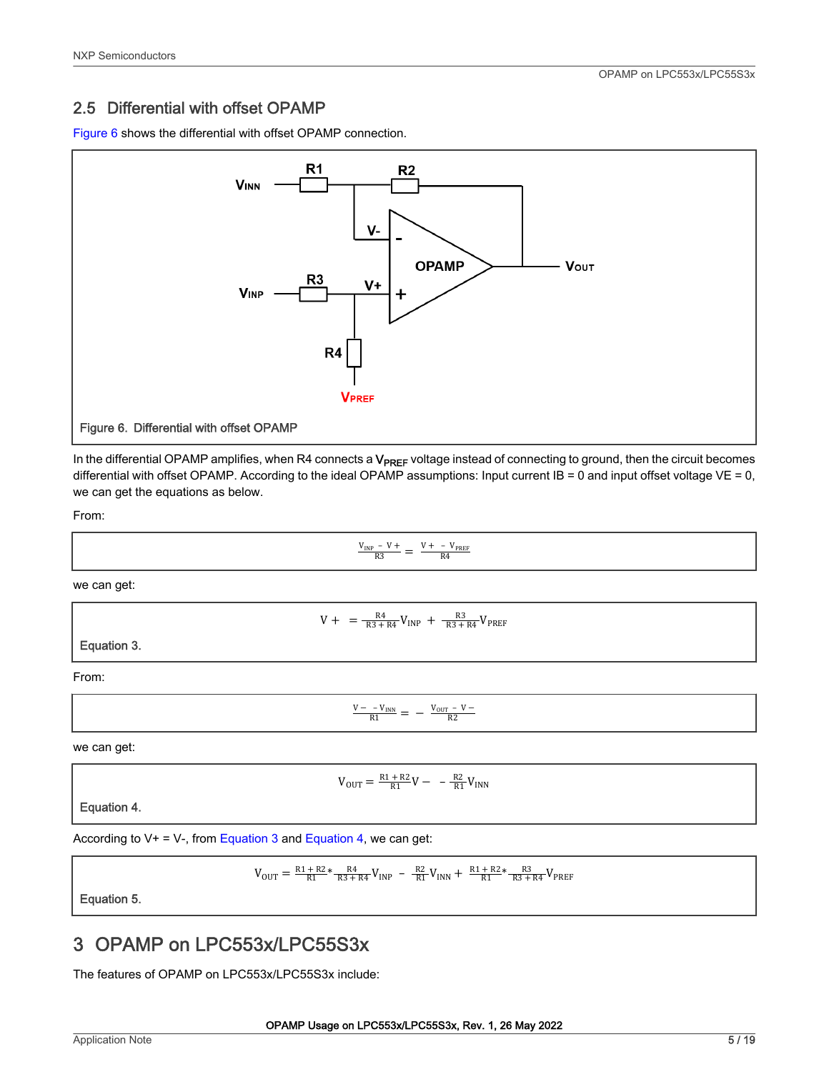## 2.5 Differential with offset OPAMP

Figure 6 shows the differential with offset OPAMP connection.

Figure 6. Differential with offset OPAMP

In the differential OPAMP amplifies, when R4 connects a $V_{PREF}$ voltage instead of connecting to ground, then the circuit becomes differential with offset OPAMP. According to the ideal OPAMP assumptions: Input current IB = 0 and input offset voltage VE = 0, we can get the equations as below.

From:

$$\frac{V_{INP} - V+}{R3} = \frac{V+ - V_{PREF}}{R4}$$

we can get:

$$V+ = \frac{R4}{R3 + R4} V_{INP} + \frac{R3}{R3 + R4} V_{PREF}$$

Equation 3.

From:

$$\frac{V- - V_{INN}}{R1} = -\frac{V_{OUT} - V-}{R2}$$

we can get:

$$V_{OUT} = \frac{R1 + R2}{R1} V- - \frac{R2}{R1} V_{INN}$$

Equation 4.

According to V+ = V-, from Equation 3 and Equation 4, we can get:

$$V_{OUT} = \frac{R1 + R2}{R1} * \frac{R4}{R3 + R4} V_{INP} - \frac{R2}{R1} V_{INN} + \frac{R1 + R2}{R1} * \frac{R3}{R3 + R4} V_{PREF}$$

Equation 5.

# 3 OPAMP on LPC553x/LPC55S3x

The features of OPAMP on LPC553x/LPC55S3x include: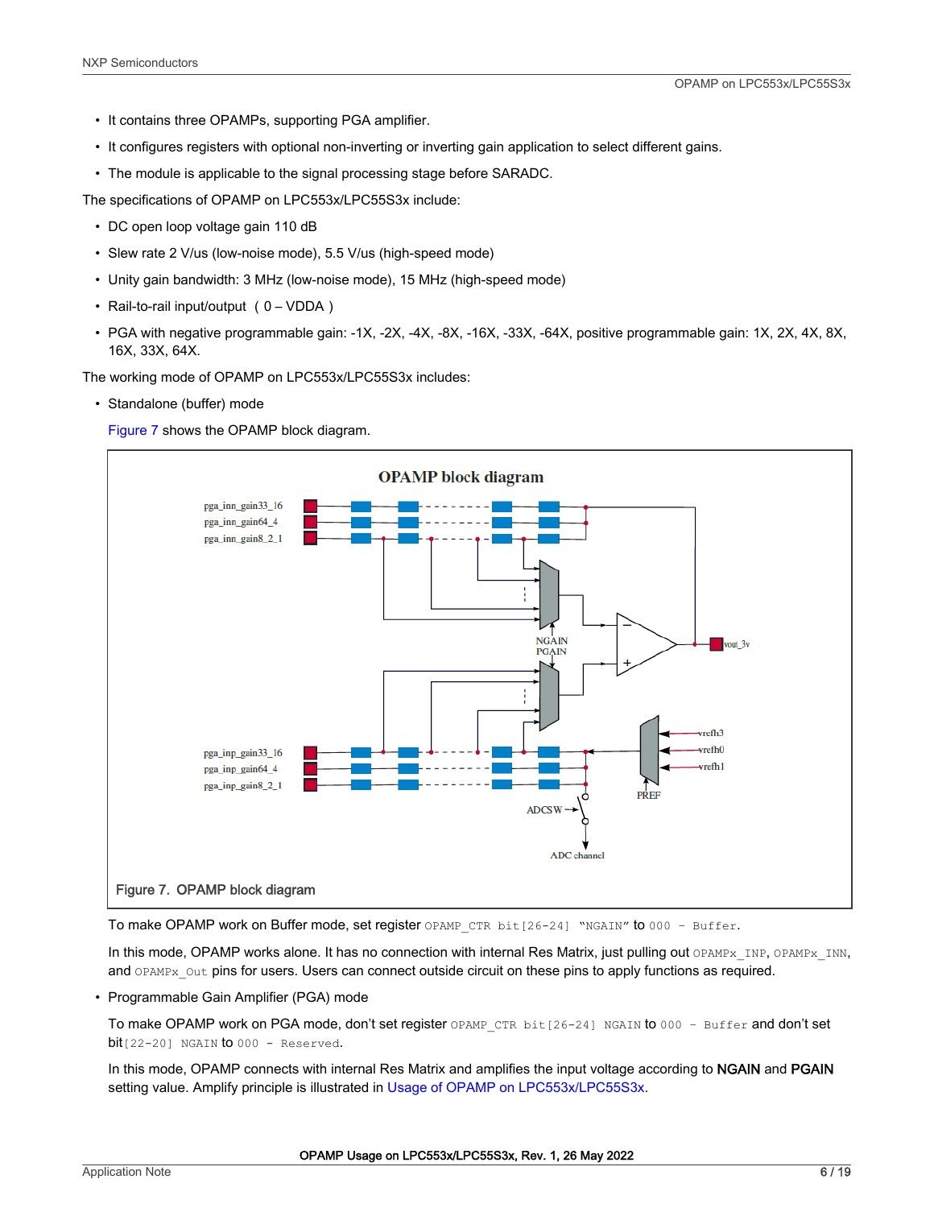- It contains three OPAMPs, supporting PGA amplifier.
- It configures registers with optional non-inverting or inverting gain application to select different gains.
- The module is applicable to the signal processing stage before SARADC.

The specifications of OPAMP on LPC553x/LPC55S3x include:

- DC open loop voltage gain 110 dB
- Slew rate 2 V/us (low-noise mode), 5.5 V/us (high-speed mode)
- Unity gain bandwidth: 3 MHz (low-noise mode), 15 MHz (high-speed mode)
- Rail-to-rail input/output ( 0 – VDDA )
- PGA with negative programmable gain: -1X, -2X, -4X, -8X, -16X, -33X, -64X, positive programmable gain: 1X, 2X, 4X, 8X, 16X, 33X, 64X.

The working mode of OPAMP on LPC553x/LPC55S3x includes:

- Standalone (buffer) mode

  Figure 7 shows the OPAMP block diagram.

  Figure 7. OPAMP block diagram

  To make OPAMP work on Buffer mode, set register `OPAMP_CTR bit[26-24] "NGAIN"` to `000 - Buffer`.

  In this mode, OPAMP works alone. It has no connection with internal Res Matrix, just pulling out `OPAMPx_INP`, `OPAMPx_INN`, and `OPAMPx_Out` pins for users. Users can connect outside circuit on these pins to apply functions as required.

- Programmable Gain Amplifier (PGA) mode

  To make OPAMP work on PGA mode, don't set register `OPAMP_CTR bit[26-24] NGAIN` to `000 - Buffer` and don't set bit`[22-20] NGAIN` to `000 - Reserved`.

  In this mode, OPAMP connects with internal Res Matrix and amplifies the input voltage according to **NGAIN** and **PGAIN** setting value. Amplify principle is illustrated in Usage of OPAMP on LPC553x/LPC55S3x.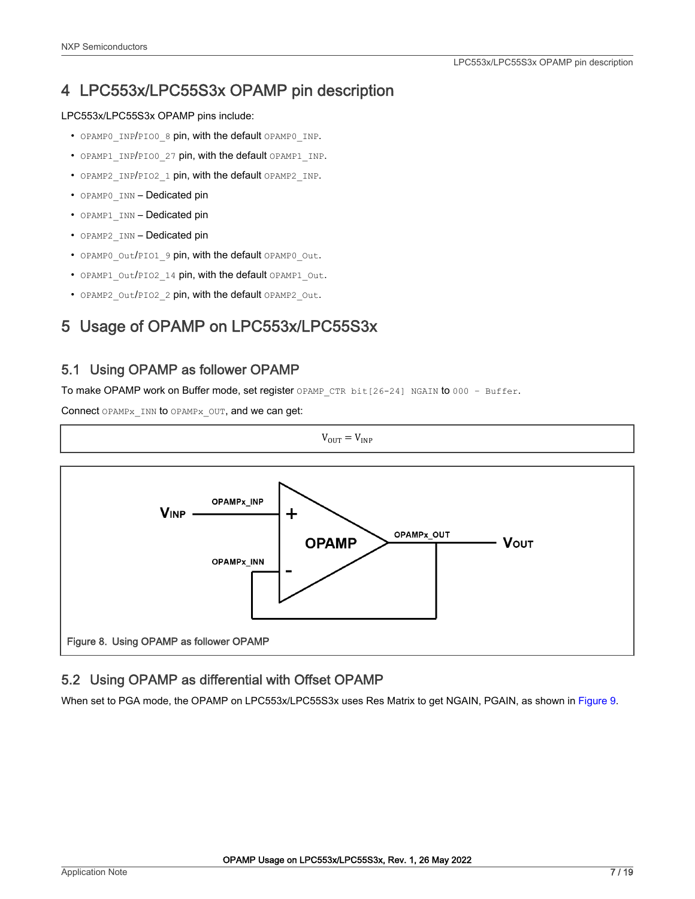## 4 LPC553x/LPC55S3x OPAMP pin description

LPC553x/LPC55S3x OPAMP pins include:

- `OPAMP0_INP`/`PIO0_8` pin, with the default `OPAMP0_INP`.
- `OPAMP1_INP`/`PIO0_27` pin, with the default `OPAMP1_INP`.
- `OPAMP2_INP`/`PIO2_1` pin, with the default `OPAMP2_INP`.
- `OPAMP0_INN` – Dedicated pin
- `OPAMP1_INN` – Dedicated pin
- `OPAMP2_INN` – Dedicated pin
- `OPAMP0_Out`/`PIO1_9` pin, with the default `OPAMP0_Out`.
- `OPAMP1_Out`/`PIO2_14` pin, with the default `OPAMP1_Out`.
- `OPAMP2_Out`/`PIO2_2` pin, with the default `OPAMP2_Out`.

## 5 Usage of OPAMP on LPC553x/LPC55S3x

### 5.1 Using OPAMP as follower OPAMP

To make OPAMP work on Buffer mode, set register `OPAMP_CTR bit[26-24] NGAIN` to `000 - Buffer`.

Connect `OPAMPx_INN` to `OPAMPx_OUT`, and we can get:

$$V_{OUT} = V_{INP}$$

Figure 8. Using OPAMP as follower OPAMP

### 5.2 Using OPAMP as differential with Offset OPAMP

When set to PGA mode, the OPAMP on LPC553x/LPC55S3x uses Res Matrix to get NGAIN, PGAIN, as shown in Figure 9.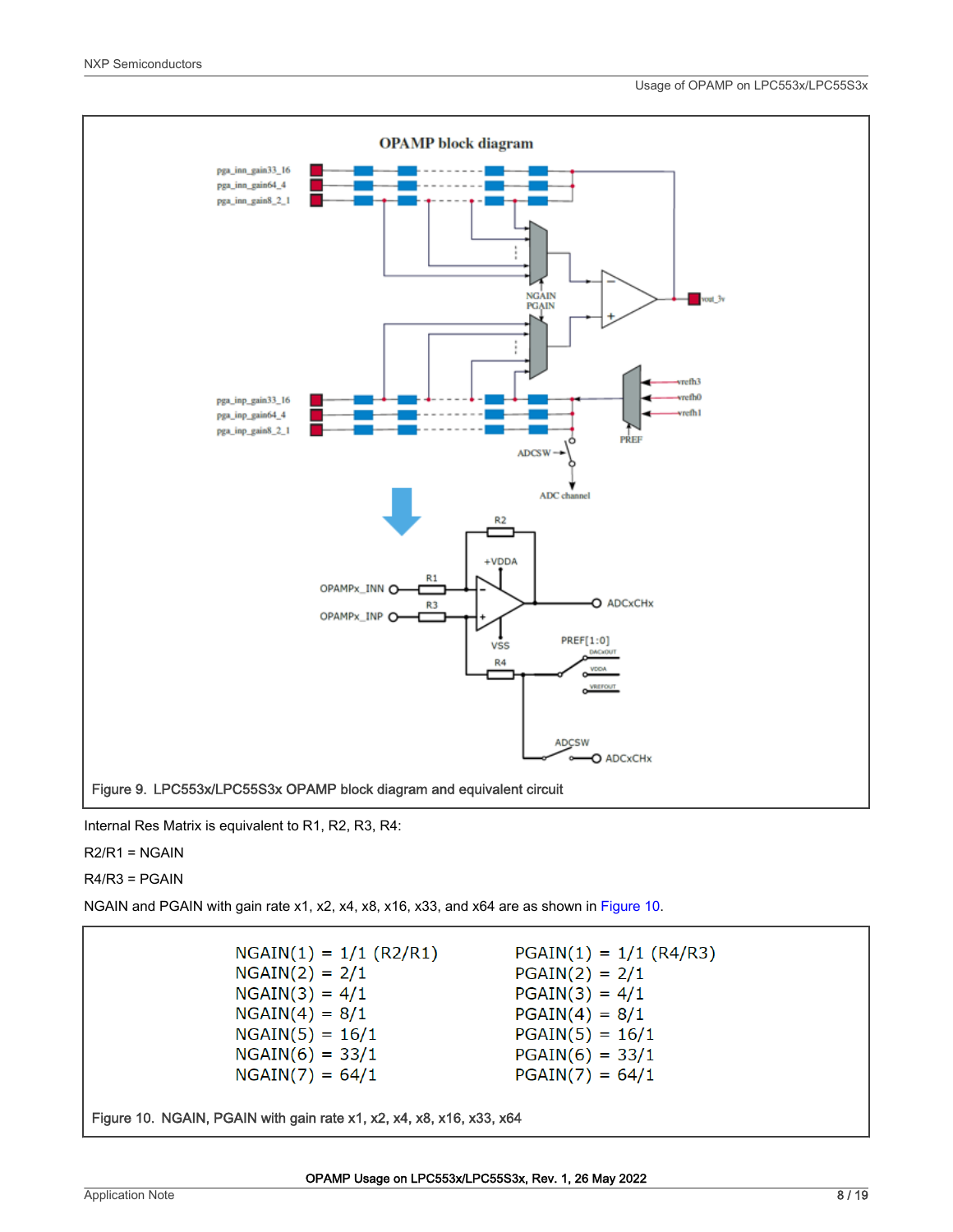Figure 9. LPC553x/LPC55S3x OPAMP block diagram and equivalent circuit

Internal Res Matrix is equivalent to R1, R2, R3, R4:

R2/R1 = NGAIN

R4/R3 = PGAIN

NGAIN and PGAIN with gain rate x1, x2, x4, x8, x16, x33, and x64 are as shown in Figure 10.

```
NGAIN(1) = 1/1 (R2/R1)        PGAIN(1) = 1/1 (R4/R3)
NGAIN(2) = 2/1                PGAIN(2) = 2/1
NGAIN(3) = 4/1                PGAIN(3) = 4/1
NGAIN(4) = 8/1                PGAIN(4) = 8/1
NGAIN(5) = 16/1               PGAIN(5) = 16/1
NGAIN(6) = 33/1               PGAIN(6) = 33/1
NGAIN(7) = 64/1               PGAIN(7) = 64/1
```

Figure 10. NGAIN, PGAIN with gain rate x1, x2, x4, x8, x16, x33, x64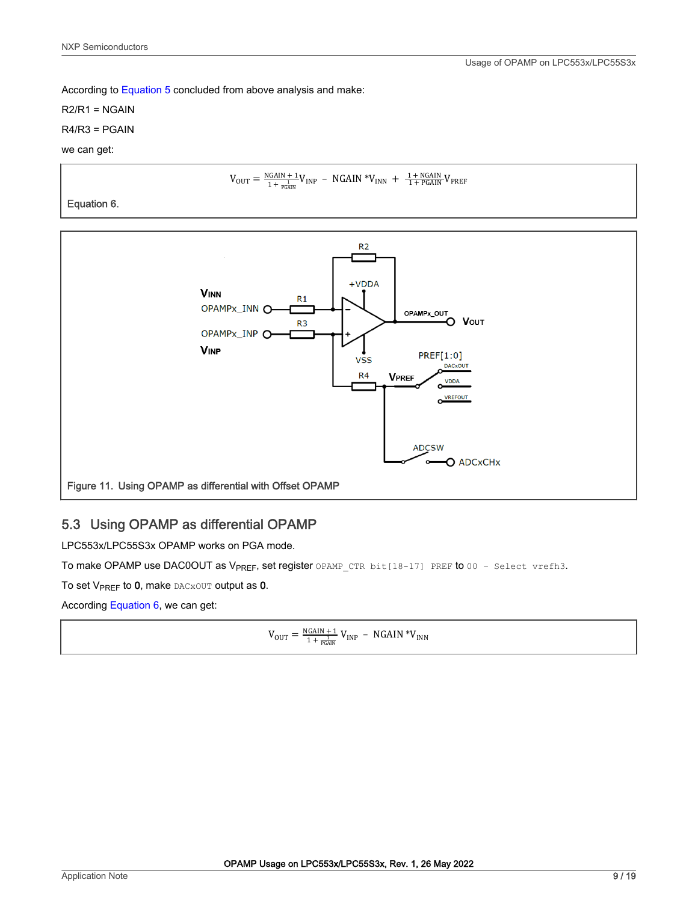According to Equation 5 concluded from above analysis and make:

R2/R1 = NGAIN

R4/R3 = PGAIN

we can get:

$$V_{OUT} = \frac{NGAIN + 1}{1 + \frac{1}{PGAIN}} V_{INP} - NGAIN * V_{INN} + \frac{1 + NGAIN}{1 + PGAIN} V_{PREF}$$

Equation 6.

Figure 11. Using OPAMP as differential with Offset OPAMP

## 5.3 Using OPAMP as differential OPAMP

LPC553x/LPC55S3x OPAMP works on PGA mode.

To make OPAMP use DAC0OUT as $V_{PREF}$, set register `OPAMP_CTR bit[18-17] PREF` to `00 - Select vrefh3`.

To set $V_{PREF}$ to **0**, make `DACxOUT` output as **0**.

According to Equation 6, we can get:

$$V_{OUT} = \frac{NGAIN + 1}{1 + \frac{1}{PGAIN}} V_{INP} - NGAIN * V_{INN}$$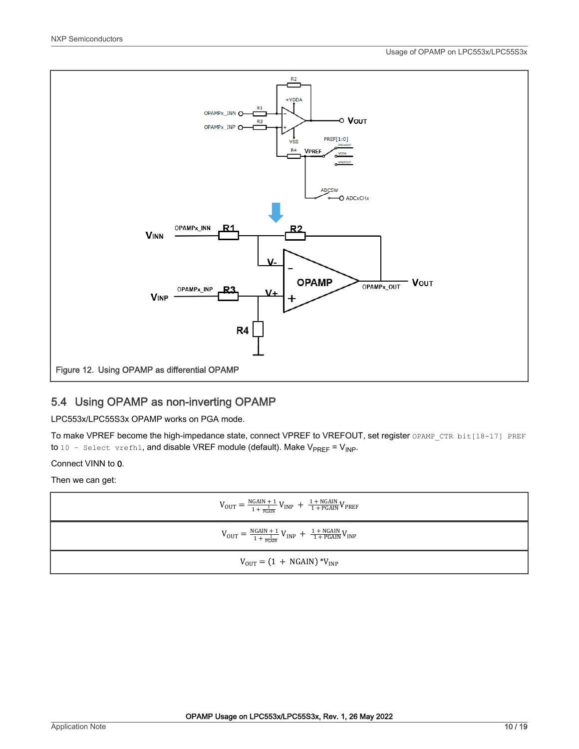Figure 12. Using OPAMP as differential OPAMP

## 5.4 Using OPAMP as non-inverting OPAMP

LPC553x/LPC55S3x OPAMP works on PGA mode.

To make VPREF become the high-impedance state, connect VPREF to VREFOUT, set register `OPAMP_CTR bit[18-17] PREF` to `10 - Select vrefh1`, and disable VREF module (default). Make $V_{PREF} = V_{INP}$.

Connect VINN to **0**.

Then we can get:

$$V_{OUT} = \frac{NGAIN + 1}{1 + \frac{1}{PGAIN}} V_{INP} + \frac{1 + NGAIN}{1 + PGAIN} V_{PREF}$$

$$V_{OUT} = \frac{NGAIN + 1}{1 + \frac{1}{PGAIN}} V_{INP} + \frac{1 + NGAIN}{1 + PGAIN} V_{INP}$$

$$V_{OUT} = (1 + NGAIN) * V_{INP}$$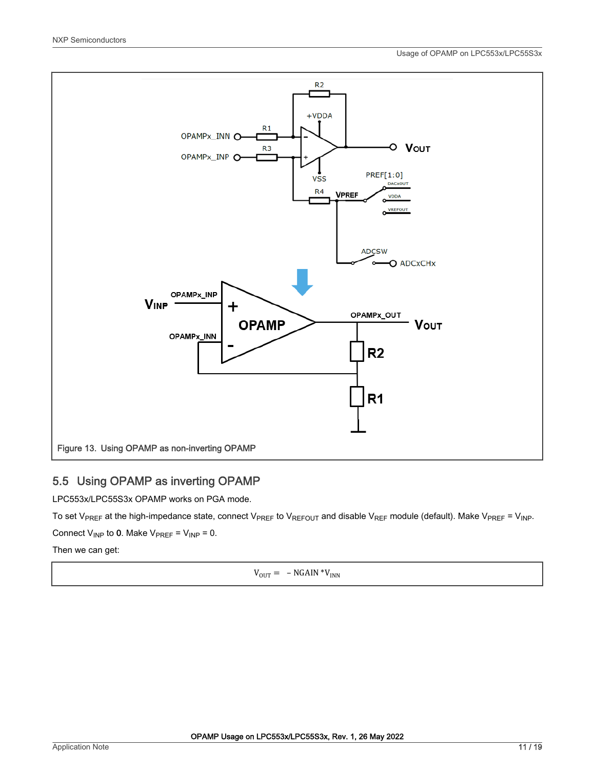Figure 13. Using OPAMP as non-inverting OPAMP

## 5.5 Using OPAMP as inverting OPAMP

LPC553x/LPC55S3x OPAMP works on PGA mode.

To set $V_{PREF}$ at the high-impedance state, connect $V_{PREF}$ to $V_{REFOUT}$ and disable $V_{REF}$ module (default). Make $V_{PREF} = V_{INP}$.

Connect $V_{INP}$ to **0**. Make $V_{PREF} = V_{INP} = 0$.

Then we can get:

$$V_{OUT} = -\text{NGAIN} * V_{INN}$$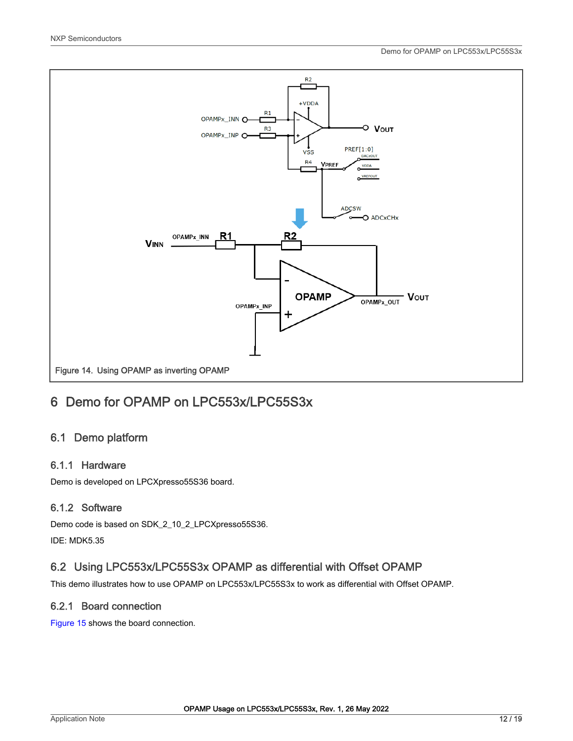Figure 14. Using OPAMP as inverting OPAMP

## 6 Demo for OPAMP on LPC553x/LPC55S3x

### 6.1 Demo platform

#### 6.1.1 Hardware

Demo is developed on LPCXpresso55S36 board.

#### 6.1.2 Software

Demo code is based on SDK_2_10_2_LPCXpresso55S36.

IDE: MDK5.35

### 6.2 Using LPC553x/LPC55S3x OPAMP as differential with Offset OPAMP

This demo illustrates how to use OPAMP on LPC553x/LPC55S3x to work as differential with Offset OPAMP.

#### 6.2.1 Board connection

Figure 15 shows the board connection.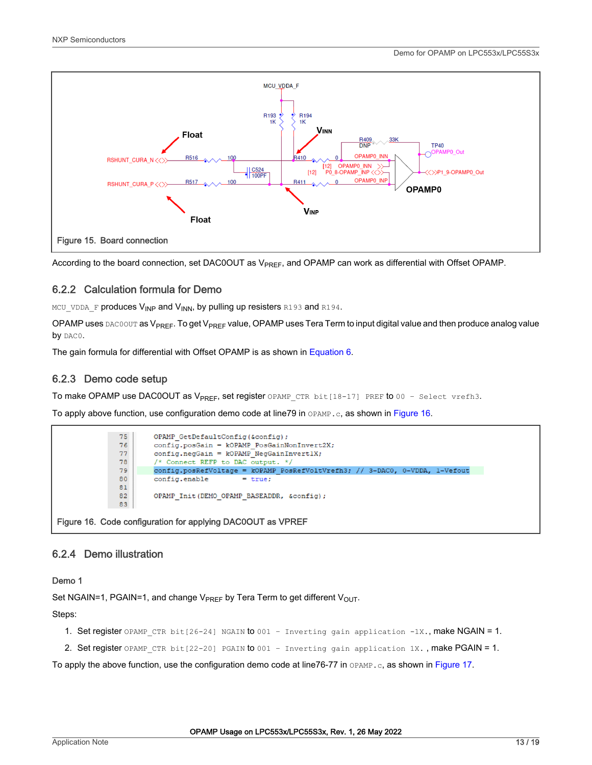Figure 15. Board connection

According to the board connection, set DAC0OUT as $V_{PREF}$, and OPAMP can work as differential with Offset OPAMP.

### 6.2.2 Calculation formula for Demo

`MCU_VDDA_F` produces $V_{INP}$ and $V_{INN}$, by pulling up resisters `R193` and `R194`.

OPAMP uses `DAC0OUT` as $V_{PREF}$. To get $V_{PREF}$ value, OPAMP uses Tera Term to input digital value and then produce analog value by `DAC0`.

The gain formula for differential with Offset OPAMP is as shown in Equation 6.

### 6.2.3 Demo code setup

To make OPAMP use DAC0OUT as $V_{PREF}$, set register `OPAMP_CTR bit[18-17] PREF` to `00 - Select vrefh3`.

To apply above function, use configuration demo code at line79 in `OPAMP.c`, as shown in Figure 16.

```
75      OPAMP_GetDefaultConfig(&config);
76      config.posGain = kOPAMP_PosGainNonInvert2X;
77      config.negGain = kOPAMP_NegGainInvert1X;
78      /* Connect REFP to DAC output. */
79      config.posRefVoltage = kOPAMP_PosRefVoltVrefh3; // 3-DAC0, 0-VDDA, 1-Vefout
80      config.enable        = true;
81
82      OPAMP_Init(DEMO_OPAMP_BASEADDR, &config);
83
```

Figure 16. Code configuration for applying DAC0OUT as VPREF

### 6.2.4 Demo illustration

Demo 1

Set NGAIN=1, PGAIN=1, and change $V_{PREF}$ by Tera Term to get different $V_{OUT}$.

Steps:

1. Set register `OPAMP_CTR bit[26-24] NGAIN` to `001 - Inverting gain application -1X.`, make NGAIN = 1.
2. Set register `OPAMP_CTR bit[22-20] PGAIN` to `001 - Inverting gain application 1X.` , make PGAIN = 1.

To apply the above function, use the configuration demo code at line76-77 in `OPAMP.c`, as shown in Figure 17.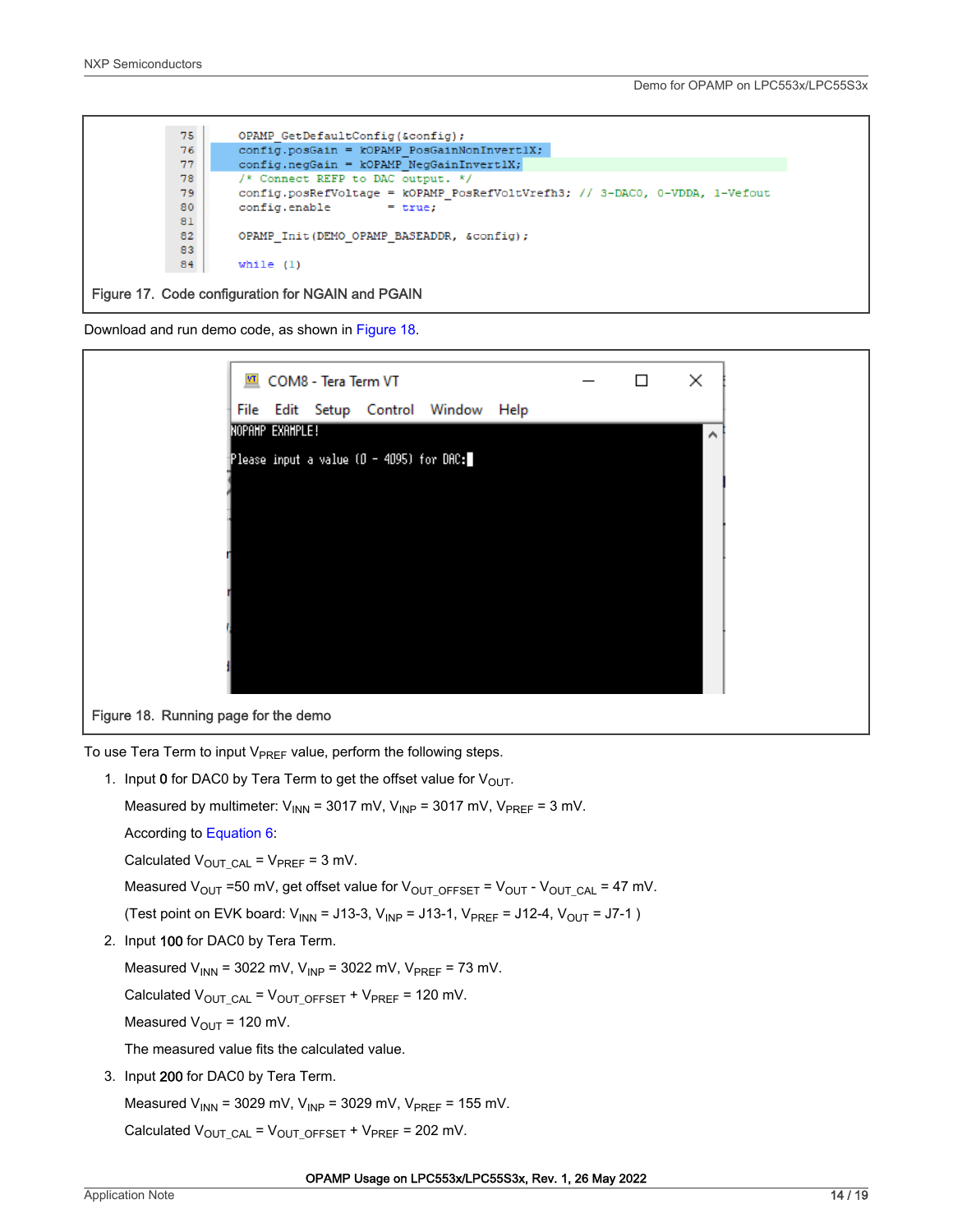```
75        OPAMP_GetDefaultConfig(&config);
76        config.posGain = kOPAMP_PosGainNonInvert1X;
77        config.negGain = kOPAMP_NegGainInvert1X;
78        /* Connect REFP to DAC output. */
79        config.posRefVoltage = kOPAMP_PosRefVoltVrefh3; // 3-DAC0, 0-VDDA, 1-Vefout
80        config.enable         = true;
81
82        OPAMP_Init(DEMO_OPAMP_BASEADDR, &config);
83
84        while (1)
```

Figure 17. Code configuration for NGAIN and PGAIN

Download and run demo code, as shown in Figure 18.

```
COM8 - Tera Term VT
File  Edit  Setup  Control  Window  Help

OPAMP EXAMPLE!

Please input a value (0 - 4095) for DAC:
```

Figure 18. Running page for the demo

To use Tera Term to input $V_{PREF}$ value, perform the following steps.

1. Input **0** for DAC0 by Tera Term to get the offset value for $V_{OUT}$.

   Measured by multimeter: $V_{INN}$ = 3017 mV, $V_{INP}$ = 3017 mV, $V_{PREF}$ = 3 mV.

   According to Equation 6:

   Calculated $V_{OUT\_CAL}$ = $V_{PREF}$ = 3 mV.

   Measured $V_{OUT}$ =50 mV, get offset value for $V_{OUT\_OFFSET}$ = $V_{OUT}$ - $V_{OUT\_CAL}$ = 47 mV.

   (Test point on EVK board: $V_{INN}$ = J13-3, $V_{INP}$ = J13-1, $V_{PREF}$ = J12-4, $V_{OUT}$ = J7-1 )

2. Input **100** for DAC0 by Tera Term.

   Measured $V_{INN}$ = 3022 mV, $V_{INP}$ = 3022 mV, $V_{PREF}$ = 73 mV.

   Calculated $V_{OUT\_CAL}$ = $V_{OUT\_OFFSET}$ + $V_{PREF}$ = 120 mV.

   Measured $V_{OUT}$ = 120 mV.

   The measured value fits the calculated value.

3. Input **200** for DAC0 by Tera Term.

   Measured $V_{INN}$ = 3029 mV, $V_{INP}$ = 3029 mV, $V_{PREF}$ = 155 mV.

   Calculated $V_{OUT\_CAL}$ = $V_{OUT\_OFFSET}$ + $V_{PREF}$ = 202 mV.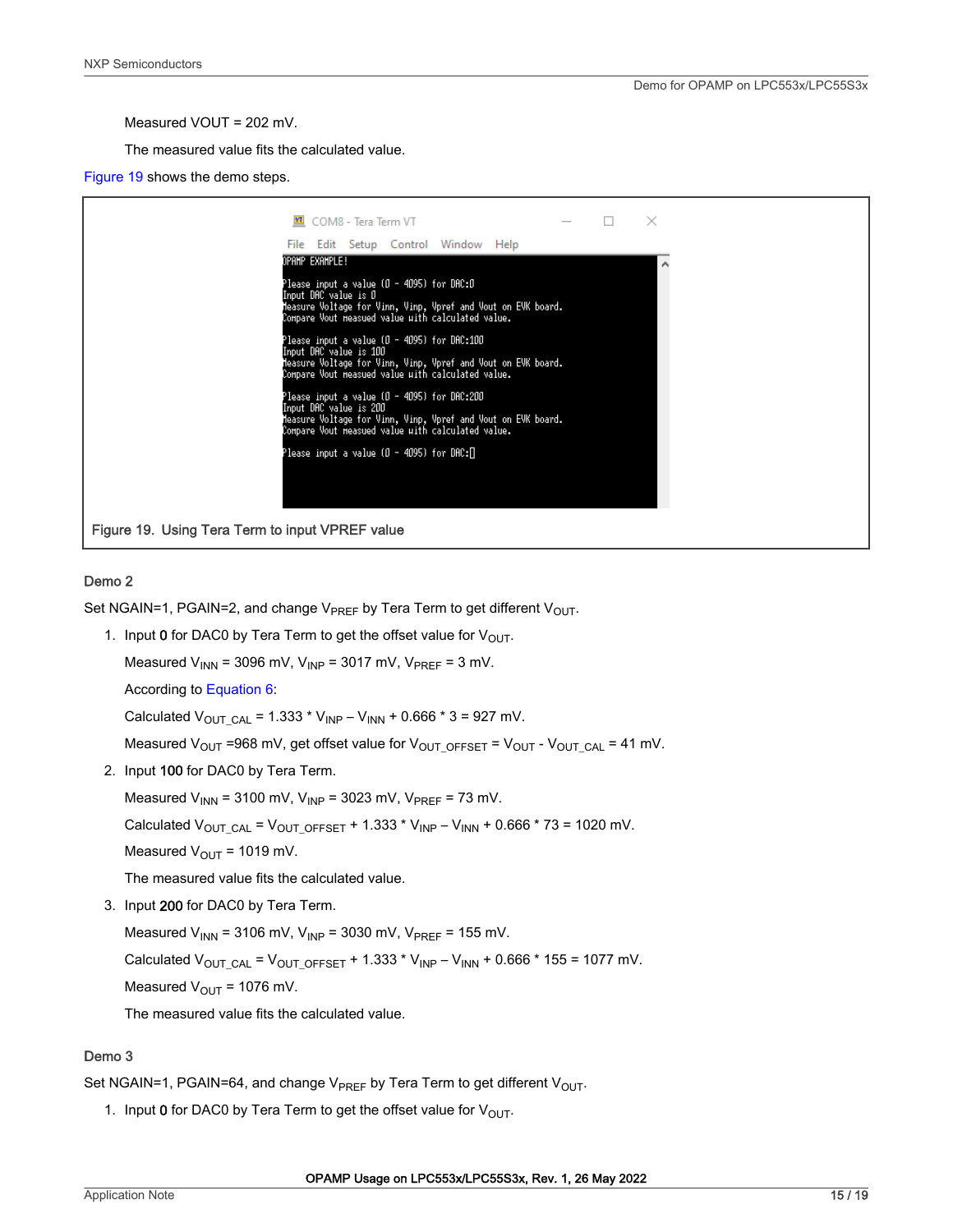Measured VOUT = 202 mV.

The measured value fits the calculated value.

Figure 19 shows the demo steps.

```
OPAMP EXAMPLE!

Please input a value (0 - 4095) for DAC:0
Input DAC value is 0
Measure Voltage for Vinn, Vinp, Vpref and Vout on EVK board.
Compare Vout measued value with calculated value.

Please input a value (0 - 4095) for DAC:100
Input DAC value is 100
Measure Voltage for Vinn, Vinp, Vpref and Vout on EVK board.
Compare Vout measued value with calculated value.

Please input a value (0 - 4095) for DAC:200
Input DAC value is 200
Measure Voltage for Vinn, Vinp, Vpref and Vout on EVK board.
Compare Vout measued value with calculated value.

Please input a value (0 - 4095) for DAC:
```

Figure 19. Using Tera Term to input VPREF value

### Demo 2

Set NGAIN=1, PGAIN=2, and change $V_{PREF}$ by Tera Term to get different $V_{OUT}$.

1. Input **0** for DAC0 by Tera Term to get the offset value for $V_{OUT}$.

   Measured $V_{INN}$ = 3096 mV, $V_{INP}$ = 3017 mV, $V_{PREF}$ = 3 mV.

   According to Equation 6:

   Calculated $V_{OUT\_CAL}$ = 1.333 * $V_{INP}$ – $V_{INN}$ + 0.666 * 3 = 927 mV.

   Measured $V_{OUT}$ =968 mV, get offset value for $V_{OUT\_OFFSET}$ = $V_{OUT}$ - $V_{OUT\_CAL}$ = 41 mV.

2. Input **100** for DAC0 by Tera Term.

   Measured $V_{INN}$ = 3100 mV, $V_{INP}$ = 3023 mV, $V_{PREF}$ = 73 mV.

   Calculated $V_{OUT\_CAL}$ = $V_{OUT\_OFFSET}$ + 1.333 * $V_{INP}$ – $V_{INN}$ + 0.666 * 73 = 1020 mV.

   Measured $V_{OUT}$ = 1019 mV.

   The measured value fits the calculated value.

3. Input **200** for DAC0 by Tera Term.

   Measured $V_{INN}$ = 3106 mV, $V_{INP}$ = 3030 mV, $V_{PREF}$ = 155 mV.

   Calculated $V_{OUT\_CAL}$ = $V_{OUT\_OFFSET}$ + 1.333 * $V_{INP}$ – $V_{INN}$ + 0.666 * 155 = 1077 mV.

   Measured $V_{OUT}$ = 1076 mV.

   The measured value fits the calculated value.

### Demo 3

Set NGAIN=1, PGAIN=64, and change $V_{PREF}$ by Tera Term to get different $V_{OUT}$.

1. Input **0** for DAC0 by Tera Term to get the offset value for $V_{OUT}$.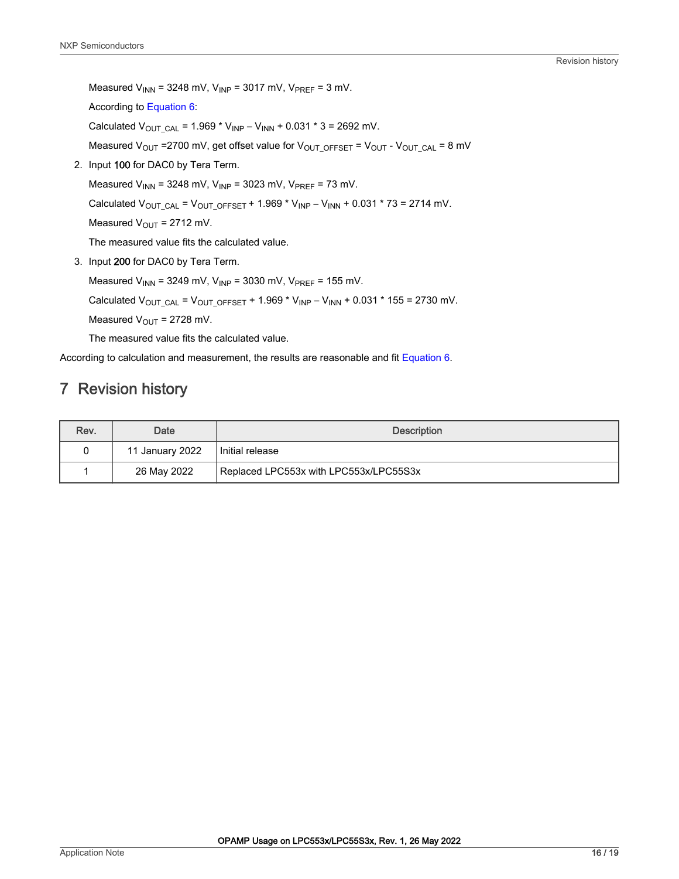Measured $V_{INN}$ = 3248 mV, $V_{INP}$ = 3017 mV, $V_{PREF}$ = 3 mV.

According to Equation 6:

Calculated $V_{OUT\_CAL}$ = 1.969 * $V_{INP}$ – $V_{INN}$ + 0.031 * 3 = 2692 mV.

Measured $V_{OUT}$ =2700 mV, get offset value for $V_{OUT\_OFFSET}$ = $V_{OUT}$ - $V_{OUT\_CAL}$ = 8 mV

2. Input **100** for DAC0 by Tera Term.

   Measured $V_{INN}$ = 3248 mV, $V_{INP}$ = 3023 mV, $V_{PREF}$ = 73 mV.

   Calculated $V_{OUT\_CAL}$ = $V_{OUT\_OFFSET}$ + 1.969 * $V_{INP}$ – $V_{INN}$ + 0.031 * 73 = 2714 mV.

   Measured $V_{OUT}$ = 2712 mV.

   The measured value fits the calculated value.

3. Input **200** for DAC0 by Tera Term.

   Measured $V_{INN}$ = 3249 mV, $V_{INP}$ = 3030 mV, $V_{PREF}$ = 155 mV.

   Calculated $V_{OUT\_CAL}$ = $V_{OUT\_OFFSET}$ + 1.969 * $V_{INP}$ – $V_{INN}$ + 0.031 * 155 = 2730 mV.

   Measured $V_{OUT}$ = 2728 mV.

   The measured value fits the calculated value.

According to calculation and measurement, the results are reasonable and fit Equation 6.

# 7 Revision history

| Rev. | Date | Description |
|---|---|---|
| 0 | 11 January 2022 | Initial release |
| 1 | 26 May 2022 | Replaced LPC553x with LPC553x/LPC55S3x |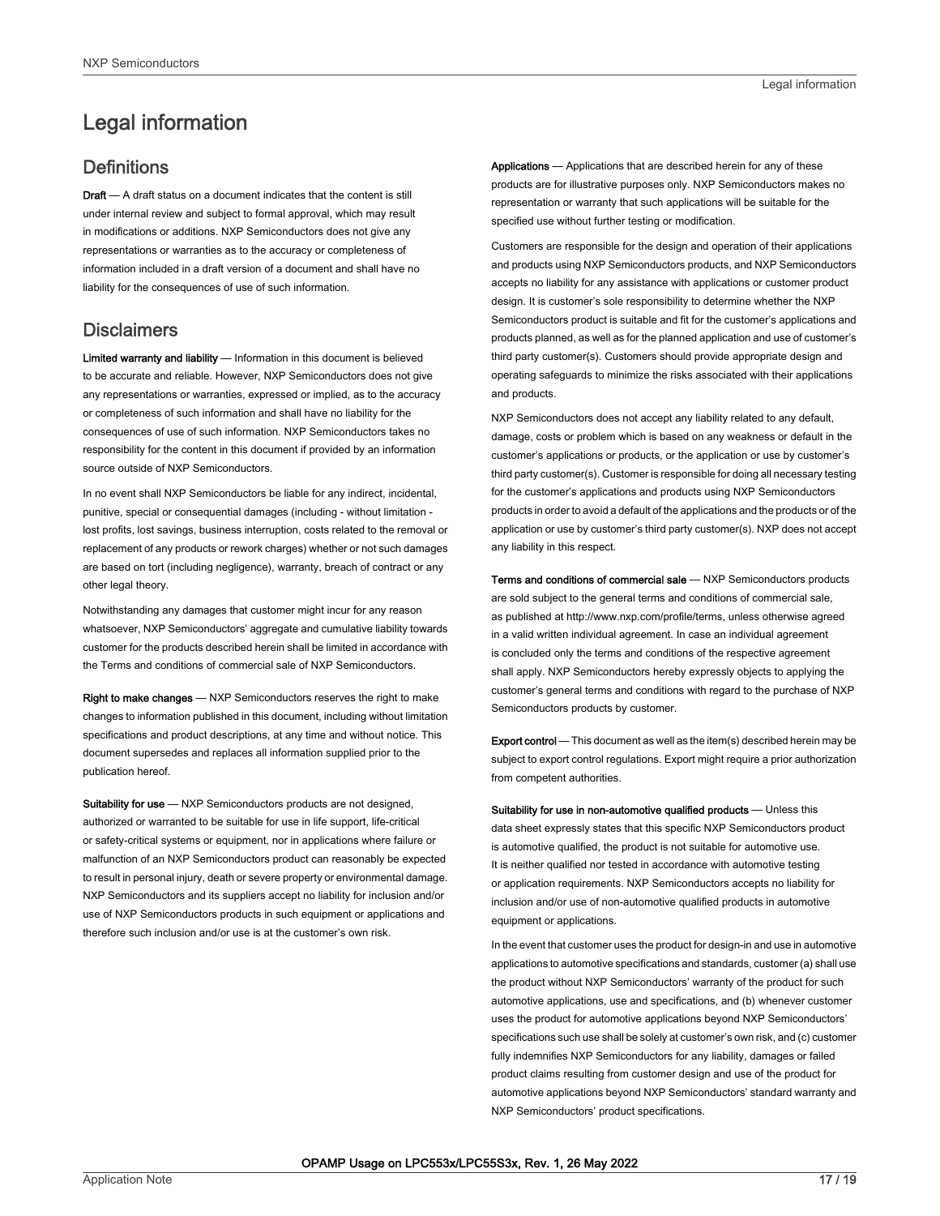# Legal information

## Definitions

**Draft** — A draft status on a document indicates that the content is still under internal review and subject to formal approval, which may result in modifications or additions. NXP Semiconductors does not give any representations or warranties as to the accuracy or completeness of information included in a draft version of a document and shall have no liability for the consequences of use of such information.

## Disclaimers

**Limited warranty and liability** — Information in this document is believed to be accurate and reliable. However, NXP Semiconductors does not give any representations or warranties, expressed or implied, as to the accuracy or completeness of such information and shall have no liability for the consequences of use of such information. NXP Semiconductors takes no responsibility for the content in this document if provided by an information source outside of NXP Semiconductors.

In no event shall NXP Semiconductors be liable for any indirect, incidental, punitive, special or consequential damages (including - without limitation - lost profits, lost savings, business interruption, costs related to the removal or replacement of any products or rework charges) whether or not such damages are based on tort (including negligence), warranty, breach of contract or any other legal theory.

Notwithstanding any damages that customer might incur for any reason whatsoever, NXP Semiconductors' aggregate and cumulative liability towards customer for the products described herein shall be limited in accordance with the Terms and conditions of commercial sale of NXP Semiconductors.

**Right to make changes** — NXP Semiconductors reserves the right to make changes to information published in this document, including without limitation specifications and product descriptions, at any time and without notice. This document supersedes and replaces all information supplied prior to the publication hereof.

**Suitability for use** — NXP Semiconductors products are not designed, authorized or warranted to be suitable for use in life support, life-critical or safety-critical systems or equipment, nor in applications where failure or malfunction of an NXP Semiconductors product can reasonably be expected to result in personal injury, death or severe property or environmental damage. NXP Semiconductors and its suppliers accept no liability for inclusion and/or use of NXP Semiconductors products in such equipment or applications and therefore such inclusion and/or use is at the customer's own risk.

**Applications** — Applications that are described herein for any of these products are for illustrative purposes only. NXP Semiconductors makes no representation or warranty that such applications will be suitable for the specified use without further testing or modification.

Customers are responsible for the design and operation of their applications and products using NXP Semiconductors products, and NXP Semiconductors accepts no liability for any assistance with applications or customer product design. It is customer's sole responsibility to determine whether the NXP Semiconductors product is suitable and fit for the customer's applications and products planned, as well as for the planned application and use of customer's third party customer(s). Customers should provide appropriate design and operating safeguards to minimize the risks associated with their applications and products.

NXP Semiconductors does not accept any liability related to any default, damage, costs or problem which is based on any weakness or default in the customer's applications or products, or the application or use by customer's third party customer(s). Customer is responsible for doing all necessary testing for the customer's applications and products using NXP Semiconductors products in order to avoid a default of the applications and the products or of the application or use by customer's third party customer(s). NXP does not accept any liability in this respect.

**Terms and conditions of commercial sale** — NXP Semiconductors products are sold subject to the general terms and conditions of commercial sale, as published at http://www.nxp.com/profile/terms, unless otherwise agreed in a valid written individual agreement. In case an individual agreement is concluded only the terms and conditions of the respective agreement shall apply. NXP Semiconductors hereby expressly objects to applying the customer's general terms and conditions with regard to the purchase of NXP Semiconductors products by customer.

**Export control** — This document as well as the item(s) described herein may be subject to export control regulations. Export might require a prior authorization from competent authorities.

**Suitability for use in non-automotive qualified products** — Unless this data sheet expressly states that this specific NXP Semiconductors product is automotive qualified, the product is not suitable for automotive use. It is neither qualified nor tested in accordance with automotive testing or application requirements. NXP Semiconductors accepts no liability for inclusion and/or use of non-automotive qualified products in automotive equipment or applications.

In the event that customer uses the product for design-in and use in automotive applications to automotive specifications and standards, customer (a) shall use the product without NXP Semiconductors' warranty of the product for such automotive applications, use and specifications, and (b) whenever customer uses the product for automotive applications beyond NXP Semiconductors' specifications such use shall be solely at customer's own risk, and (c) customer fully indemnifies NXP Semiconductors for any liability, damages or failed product claims resulting from customer design and use of the product for automotive applications beyond NXP Semiconductors' standard warranty and NXP Semiconductors' product specifications.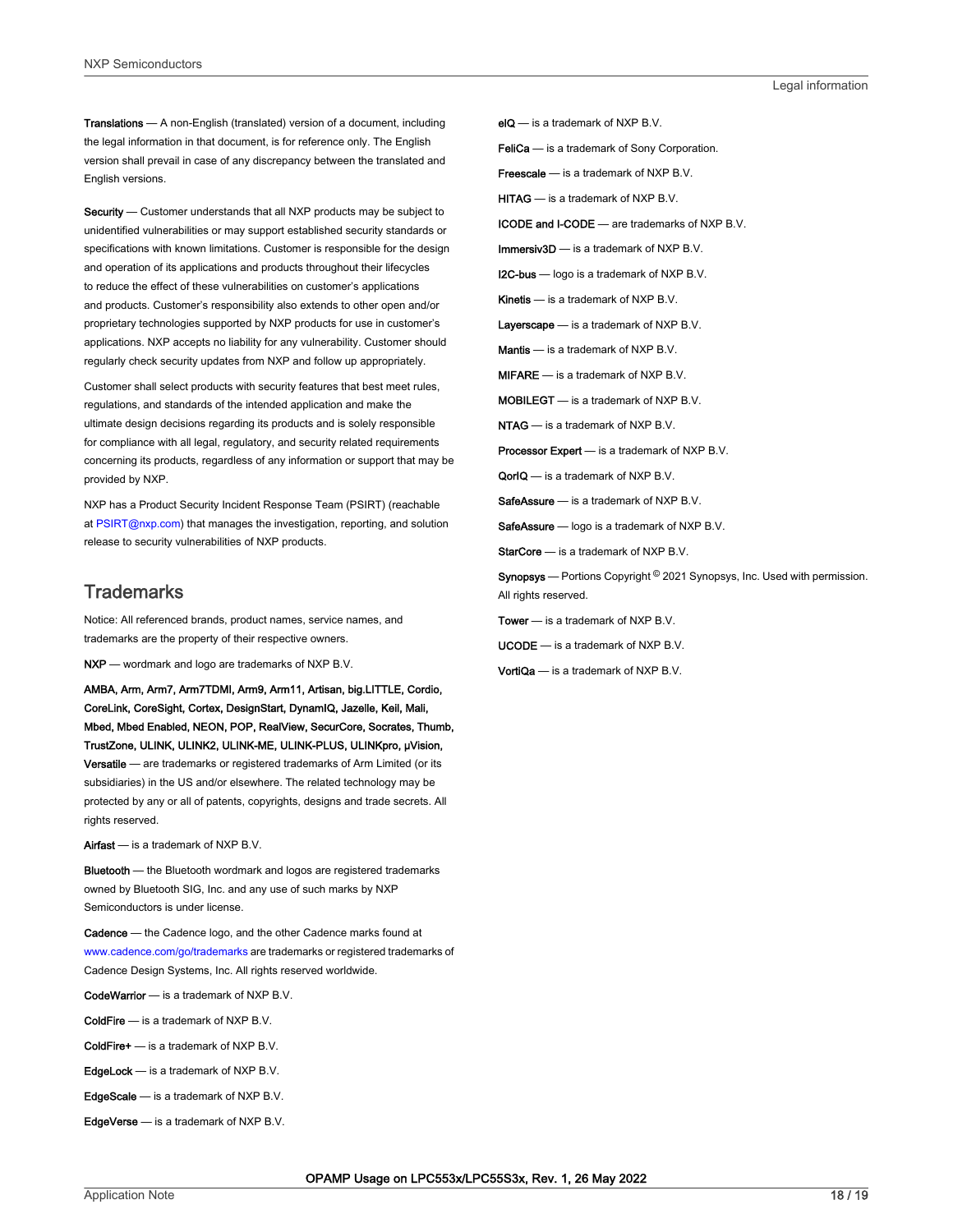**Translations** — A non-English (translated) version of a document, including the legal information in that document, is for reference only. The English version shall prevail in case of any discrepancy between the translated and English versions.

**Security** — Customer understands that all NXP products may be subject to unidentified vulnerabilities or may support established security standards or specifications with known limitations. Customer is responsible for the design and operation of its applications and products throughout their lifecycles to reduce the effect of these vulnerabilities on customer's applications and products. Customer's responsibility also extends to other open and/or proprietary technologies supported by NXP products for use in customer's applications. NXP accepts no liability for any vulnerability. Customer should regularly check security updates from NXP and follow up appropriately.

Customer shall select products with security features that best meet rules, regulations, and standards of the intended application and make the ultimate design decisions regarding its products and is solely responsible for compliance with all legal, regulatory, and security related requirements concerning its products, regardless of any information or support that may be provided by NXP.

NXP has a Product Security Incident Response Team (PSIRT) (reachable at PSIRT@nxp.com) that manages the investigation, reporting, and solution release to security vulnerabilities of NXP products.

## Trademarks

Notice: All referenced brands, product names, service names, and trademarks are the property of their respective owners.

**NXP** — wordmark and logo are trademarks of NXP B.V.

**AMBA, Arm, Arm7, Arm7TDMI, Arm9, Arm11, Artisan, big.LITTLE, Cordio, CoreLink, CoreSight, Cortex, DesignStart, DynamIQ, Jazelle, Keil, Mali, Mbed, Mbed Enabled, NEON, POP, RealView, SecurCore, Socrates, Thumb, TrustZone, ULINK, ULINK2, ULINK-ME, ULINK-PLUS, ULINKpro, μVision, Versatile** — are trademarks or registered trademarks of Arm Limited (or its subsidiaries) in the US and/or elsewhere. The related technology may be protected by any or all of patents, copyrights, designs and trade secrets. All rights reserved.

**Airfast** — is a trademark of NXP B.V.

**Bluetooth** — the Bluetooth wordmark and logos are registered trademarks owned by Bluetooth SIG, Inc. and any use of such marks by NXP Semiconductors is under license.

**Cadence** — the Cadence logo, and the other Cadence marks found at www.cadence.com/go/trademarks are trademarks or registered trademarks of Cadence Design Systems, Inc. All rights reserved worldwide.

**CodeWarrior** — is a trademark of NXP B.V.

**ColdFire** — is a trademark of NXP B.V.

**ColdFire+** — is a trademark of NXP B.V.

**EdgeLock** — is a trademark of NXP B.V.

**EdgeScale** — is a trademark of NXP B.V.

**EdgeVerse** — is a trademark of NXP B.V.

**eIQ** — is a trademark of NXP B.V.

**FeliCa** — is a trademark of Sony Corporation.

**Freescale** — is a trademark of NXP B.V.

**HITAG** — is a trademark of NXP B.V.

**ICODE and I-CODE** — are trademarks of NXP B.V.

**Immersiv3D** — is a trademark of NXP B.V.

**I2C-bus** — logo is a trademark of NXP B.V.

**Kinetis** — is a trademark of NXP B.V.

**Layerscape** — is a trademark of NXP B.V.

**Mantis** — is a trademark of NXP B.V.

**MIFARE** — is a trademark of NXP B.V.

**MOBILEGT** — is a trademark of NXP B.V.

**NTAG** — is a trademark of NXP B.V.

**Processor Expert** — is a trademark of NXP B.V.

**QorIQ** — is a trademark of NXP B.V.

**SafeAssure** — is a trademark of NXP B.V.

**SafeAssure** — logo is a trademark of NXP B.V.

**StarCore** — is a trademark of NXP B.V.

**Synopsys** — Portions Copyright © 2021 Synopsys, Inc. Used with permission. All rights reserved.

**Tower** — is a trademark of NXP B.V.

**UCODE** — is a trademark of NXP B.V.

**VortiQa** — is a trademark of NXP B.V.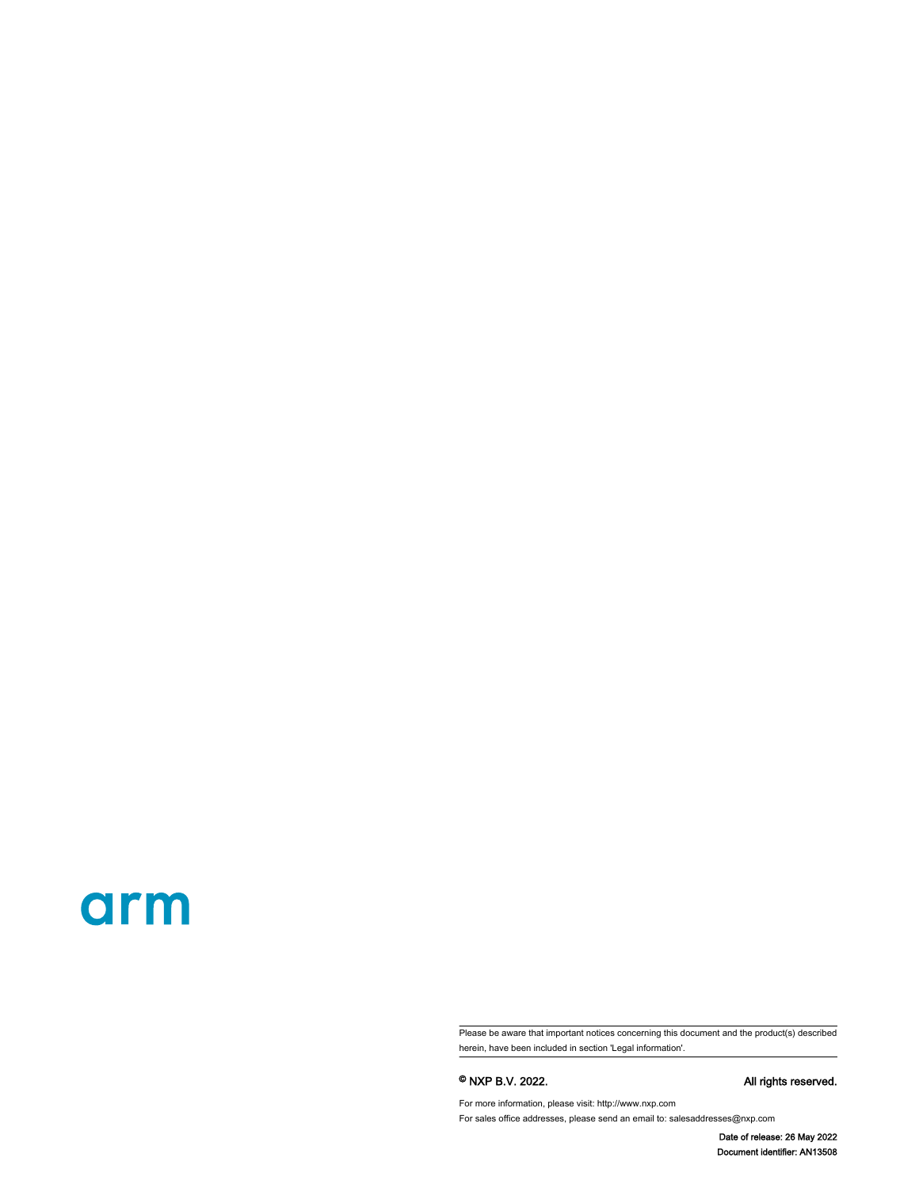arm

Please be aware that important notices concerning this document and the product(s) described herein, have been included in section 'Legal information'.

© NXP B.V. 2022. All rights reserved.

For more information, please visit: http://www.nxp.com

For sales office addresses, please send an email to: salesaddresses@nxp.com

Date of release: 26 May 2022

Document identifier: AN13508